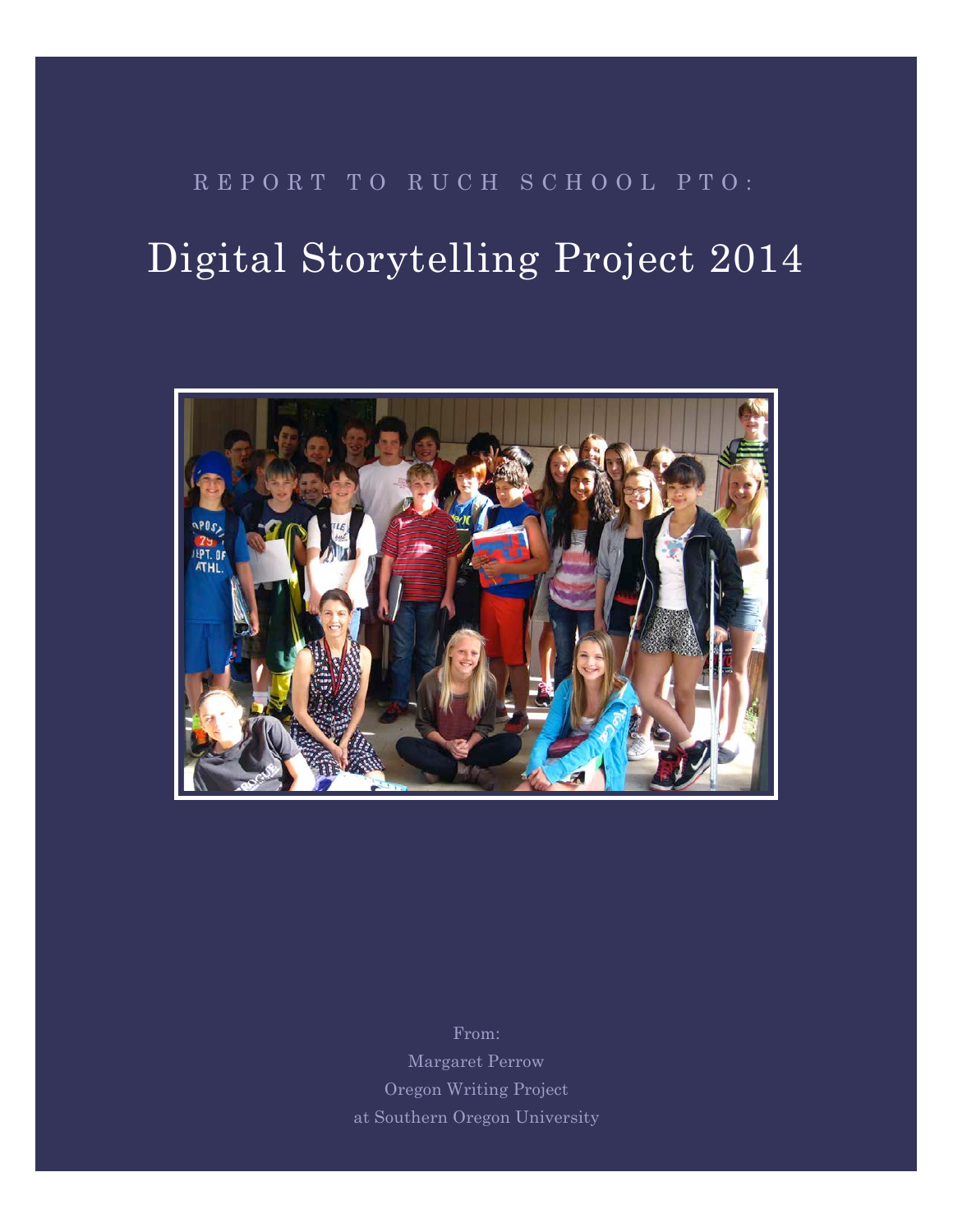REPORT TO RUCH SCHOOL PTO:

# Digital Storytelling Project 2014

From:

Margaret Perrow

Oregon Writing Project

at Southern Oregon University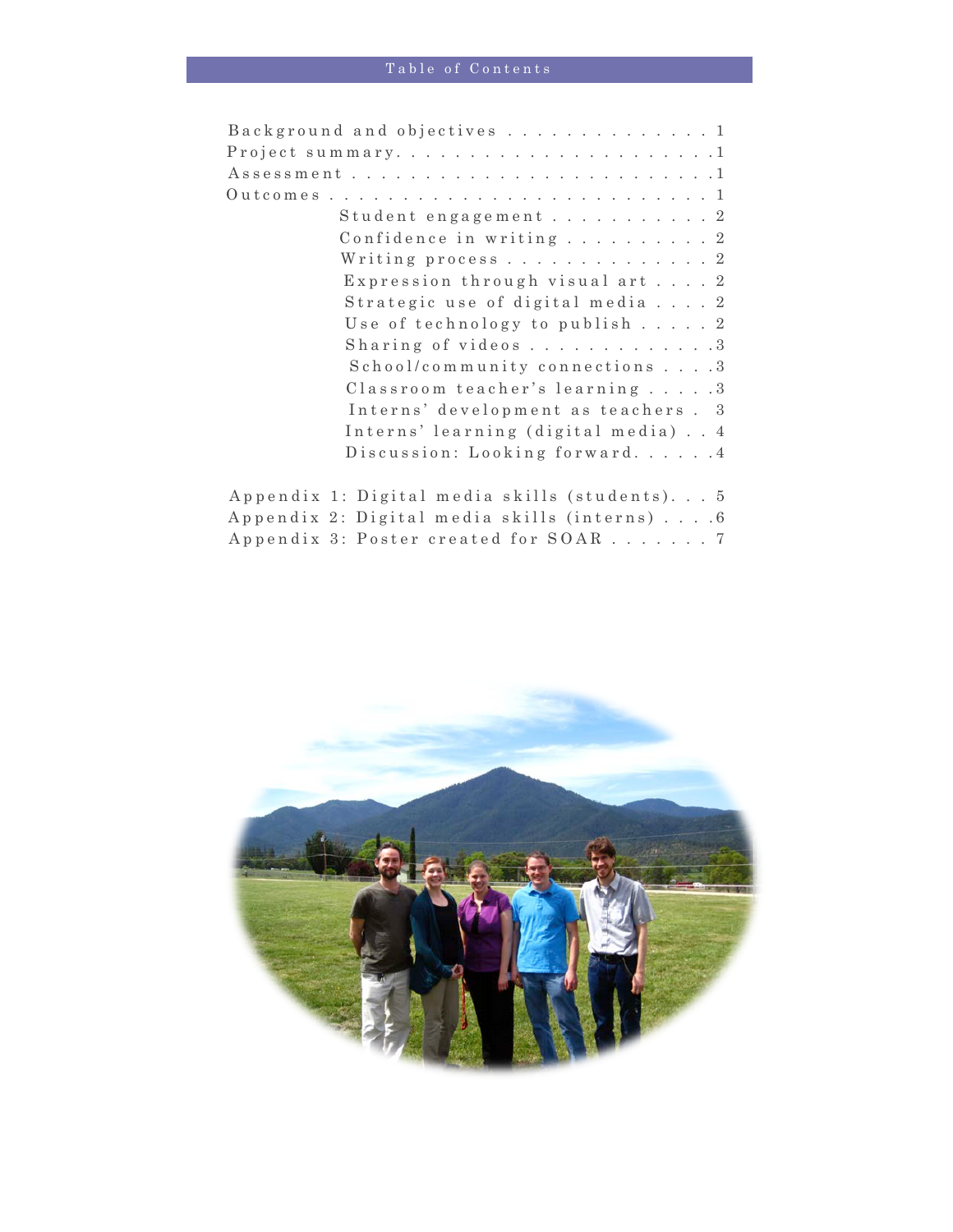# Table of Contents

- Background and objectives . . . . . . . . . . . . . . 1
- Project summary. . . . . . . . . . . . . . . . . . . . .1
- Assessment . . . . . . . . . . . . . . . . . . . . . . .1
- Outcomes . . . . . . . . . . . . . . . . . . . . . . . . 1
  - Student engagement . . . . . . . . . . . 2
  - Confidence in writing . . . . . . . . . . 2
  - Writing process . . . . . . . . . . . . . . 2
  - Expression through visual art . . . . 2
  - Strategic use of digital media . . . . 2
  - Use of technology to publish . . . . . 2
  - Sharing of videos . . . . . . . . . . . . .3
  - School/community connections . . . .3
  - Classroom teacher's learning . . . . .3
  - Interns' development as teachers . 3
  - Interns' learning (digital media) . . 4
  - Discussion: Looking forward. . . . . .4

- Appendix 1: Digital media skills (students). . . 5
- Appendix 2: Digital media skills (interns) . . . .6
- Appendix 3: Poster created for SOAR . . . . . . . 7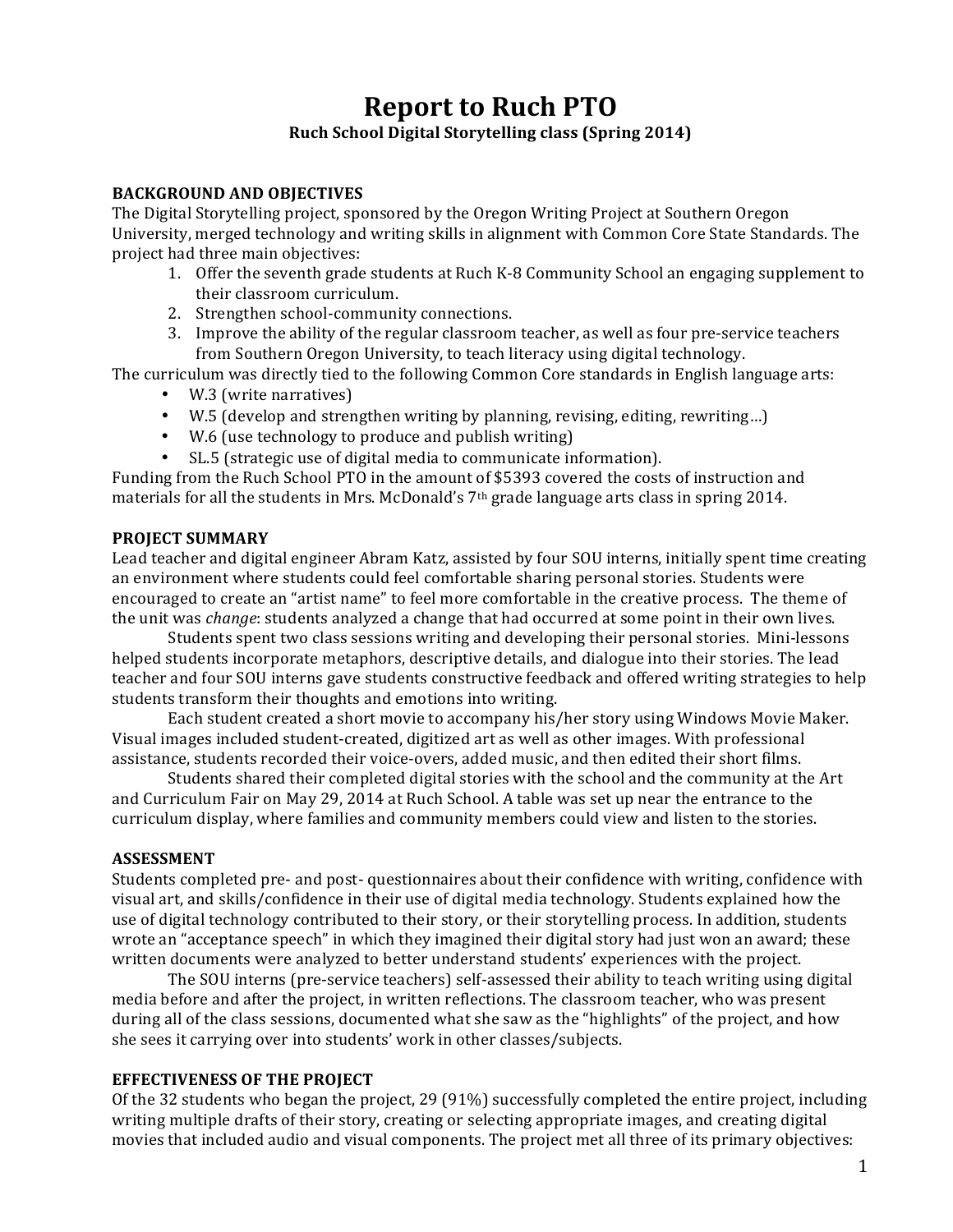# Report to Ruch PTO

**Ruch School Digital Storytelling class (Spring 2014)**

## BACKGROUND AND OBJECTIVES

The Digital Storytelling project, sponsored by the Oregon Writing Project at Southern Oregon University, merged technology and writing skills in alignment with Common Core State Standards. The project had three main objectives:

1. Offer the seventh grade students at Ruch K-8 Community School an engaging supplement to their classroom curriculum.
2. Strengthen school-community connections.
3. Improve the ability of the regular classroom teacher, as well as four pre-service teachers from Southern Oregon University, to teach literacy using digital technology.

The curriculum was directly tied to the following Common Core standards in English language arts:

- W.3 (write narratives)
- W.5 (develop and strengthen writing by planning, revising, editing, rewriting…)
- W.6 (use technology to produce and publish writing)
- SL.5 (strategic use of digital media to communicate information).

Funding from the Ruch School PTO in the amount of $5393 covered the costs of instruction and materials for all the students in Mrs. McDonald's 7th grade language arts class in spring 2014.

## PROJECT SUMMARY

Lead teacher and digital engineer Abram Katz, assisted by four SOU interns, initially spent time creating an environment where students could feel comfortable sharing personal stories. Students were encouraged to create an "artist name" to feel more comfortable in the creative process. The theme of the unit was *change*: students analyzed a change that had occurred at some point in their own lives.

Students spent two class sessions writing and developing their personal stories. Mini-lessons helped students incorporate metaphors, descriptive details, and dialogue into their stories. The lead teacher and four SOU interns gave students constructive feedback and offered writing strategies to help students transform their thoughts and emotions into writing.

Each student created a short movie to accompany his/her story using Windows Movie Maker. Visual images included student-created, digitized art as well as other images. With professional assistance, students recorded their voice-overs, added music, and then edited their short films.

Students shared their completed digital stories with the school and the community at the Art and Curriculum Fair on May 29, 2014 at Ruch School. A table was set up near the entrance to the curriculum display, where families and community members could view and listen to the stories.

## ASSESSMENT

Students completed pre- and post- questionnaires about their confidence with writing, confidence with visual art, and skills/confidence in their use of digital media technology. Students explained how the use of digital technology contributed to their story, or their storytelling process. In addition, students wrote an "acceptance speech" in which they imagined their digital story had just won an award; these written documents were analyzed to better understand students' experiences with the project.

The SOU interns (pre-service teachers) self-assessed their ability to teach writing using digital media before and after the project, in written reflections. The classroom teacher, who was present during all of the class sessions, documented what she saw as the "highlights" of the project, and how she sees it carrying over into students' work in other classes/subjects.

## EFFECTIVENESS OF THE PROJECT

Of the 32 students who began the project, 29 (91%) successfully completed the entire project, including writing multiple drafts of their story, creating or selecting appropriate images, and creating digital movies that included audio and visual components. The project met all three of its primary objectives: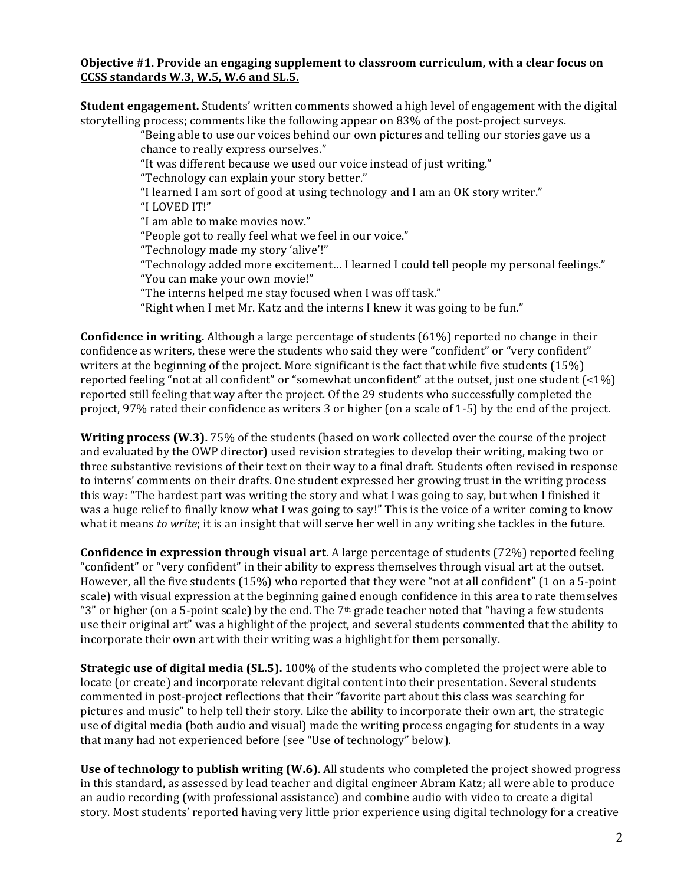**Objective #1. Provide an engaging supplement to classroom curriculum, with a clear focus on CCSS standards W.3, W.5, W.6 and SL.5.**

**Student engagement.** Students' written comments showed a high level of engagement with the digital storytelling process; comments like the following appear on 83% of the post-project surveys.

> "Being able to use our voices behind our own pictures and telling our stories gave us a chance to really express ourselves."
>
> "It was different because we used our voice instead of just writing."
>
> "Technology can explain your story better."
>
> "I learned I am sort of good at using technology and I am an OK story writer."
>
> "I LOVED IT!"
>
> "I am able to make movies now."
>
> "People got to really feel what we feel in our voice."
>
> "Technology made my story 'alive'!"
>
> "Technology added more excitement… I learned I could tell people my personal feelings."
>
> "You can make your own movie!"
>
> "The interns helped me stay focused when I was off task."
>
> "Right when I met Mr. Katz and the interns I knew it was going to be fun."

**Confidence in writing.** Although a large percentage of students (61%) reported no change in their confidence as writers, these were the students who said they were "confident" or "very confident" writers at the beginning of the project. More significant is the fact that while five students (15%) reported feeling "not at all confident" or "somewhat unconfident" at the outset, just one student (<1%) reported still feeling that way after the project. Of the 29 students who successfully completed the project, 97% rated their confidence as writers 3 or higher (on a scale of 1-5) by the end of the project.

**Writing process (W.3).** 75% of the students (based on work collected over the course of the project and evaluated by the OWP director) used revision strategies to develop their writing, making two or three substantive revisions of their text on their way to a final draft. Students often revised in response to interns' comments on their drafts. One student expressed her growing trust in the writing process this way: "The hardest part was writing the story and what I was going to say, but when I finished it was a huge relief to finally know what I was going to say!" This is the voice of a writer coming to know what it means *to write*; it is an insight that will serve her well in any writing she tackles in the future.

**Confidence in expression through visual art.** A large percentage of students (72%) reported feeling "confident" or "very confident" in their ability to express themselves through visual art at the outset. However, all the five students (15%) who reported that they were "not at all confident" (1 on a 5-point scale) with visual expression at the beginning gained enough confidence in this area to rate themselves "3" or higher (on a 5-point scale) by the end. The 7th grade teacher noted that "having a few students use their original art" was a highlight of the project, and several students commented that the ability to incorporate their own art with their writing was a highlight for them personally.

**Strategic use of digital media (SL.5).** 100% of the students who completed the project were able to locate (or create) and incorporate relevant digital content into their presentation. Several students commented in post-project reflections that their "favorite part about this class was searching for pictures and music" to help tell their story. Like the ability to incorporate their own art, the strategic use of digital media (both audio and visual) made the writing process engaging for students in a way that many had not experienced before (see "Use of technology" below).

**Use of technology to publish writing (W.6)**. All students who completed the project showed progress in this standard, as assessed by lead teacher and digital engineer Abram Katz; all were able to produce an audio recording (with professional assistance) and combine audio with video to create a digital story. Most students' reported having very little prior experience using digital technology for a creative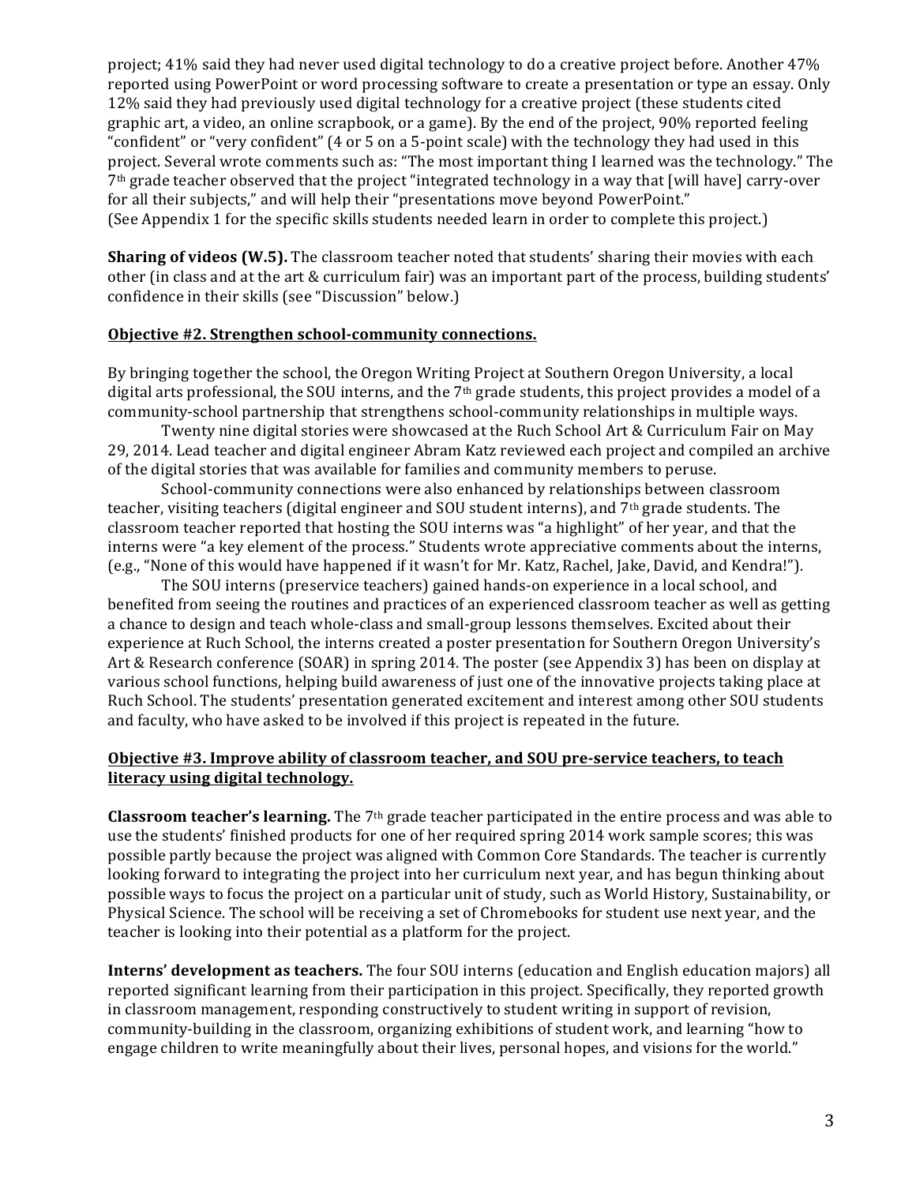project; 41% said they had never used digital technology to do a creative project before. Another 47% reported using PowerPoint or word processing software to create a presentation or type an essay. Only 12% said they had previously used digital technology for a creative project (these students cited graphic art, a video, an online scrapbook, or a game). By the end of the project, 90% reported feeling "confident" or "very confident" (4 or 5 on a 5-point scale) with the technology they had used in this project. Several wrote comments such as: "The most important thing I learned was the technology." The 7th grade teacher observed that the project "integrated technology in a way that [will have] carry-over for all their subjects," and will help their "presentations move beyond PowerPoint."
(See Appendix 1 for the specific skills students needed learn in order to complete this project.)

**Sharing of videos (W.5).** The classroom teacher noted that students' sharing their movies with each other (in class and at the art & curriculum fair) was an important part of the process, building students' confidence in their skills (see "Discussion" below.)

**Objective #2. Strengthen school-community connections.**

By bringing together the school, the Oregon Writing Project at Southern Oregon University, a local digital arts professional, the SOU interns, and the 7th grade students, this project provides a model of a community-school partnership that strengthens school-community relationships in multiple ways.

Twenty nine digital stories were showcased at the Ruch School Art & Curriculum Fair on May 29, 2014. Lead teacher and digital engineer Abram Katz reviewed each project and compiled an archive of the digital stories that was available for families and community members to peruse.

School-community connections were also enhanced by relationships between classroom teacher, visiting teachers (digital engineer and SOU student interns), and 7th grade students. The classroom teacher reported that hosting the SOU interns was "a highlight" of her year, and that the interns were "a key element of the process." Students wrote appreciative comments about the interns, (e.g., "None of this would have happened if it wasn't for Mr. Katz, Rachel, Jake, David, and Kendra!").

The SOU interns (preservice teachers) gained hands-on experience in a local school, and benefited from seeing the routines and practices of an experienced classroom teacher as well as getting a chance to design and teach whole-class and small-group lessons themselves. Excited about their experience at Ruch School, the interns created a poster presentation for Southern Oregon University's Art & Research conference (SOAR) in spring 2014. The poster (see Appendix 3) has been on display at various school functions, helping build awareness of just one of the innovative projects taking place at Ruch School. The students' presentation generated excitement and interest among other SOU students and faculty, who have asked to be involved if this project is repeated in the future.

**Objective #3. Improve ability of classroom teacher, and SOU pre-service teachers, to teach literacy using digital technology.**

**Classroom teacher's learning.** The 7th grade teacher participated in the entire process and was able to use the students' finished products for one of her required spring 2014 work sample scores; this was possible partly because the project was aligned with Common Core Standards. The teacher is currently looking forward to integrating the project into her curriculum next year, and has begun thinking about possible ways to focus the project on a particular unit of study, such as World History, Sustainability, or Physical Science. The school will be receiving a set of Chromebooks for student use next year, and the teacher is looking into their potential as a platform for the project.

**Interns' development as teachers.** The four SOU interns (education and English education majors) all reported significant learning from their participation in this project. Specifically, they reported growth in classroom management, responding constructively to student writing in support of revision, community-building in the classroom, organizing exhibitions of student work, and learning "how to engage children to write meaningfully about their lives, personal hopes, and visions for the world."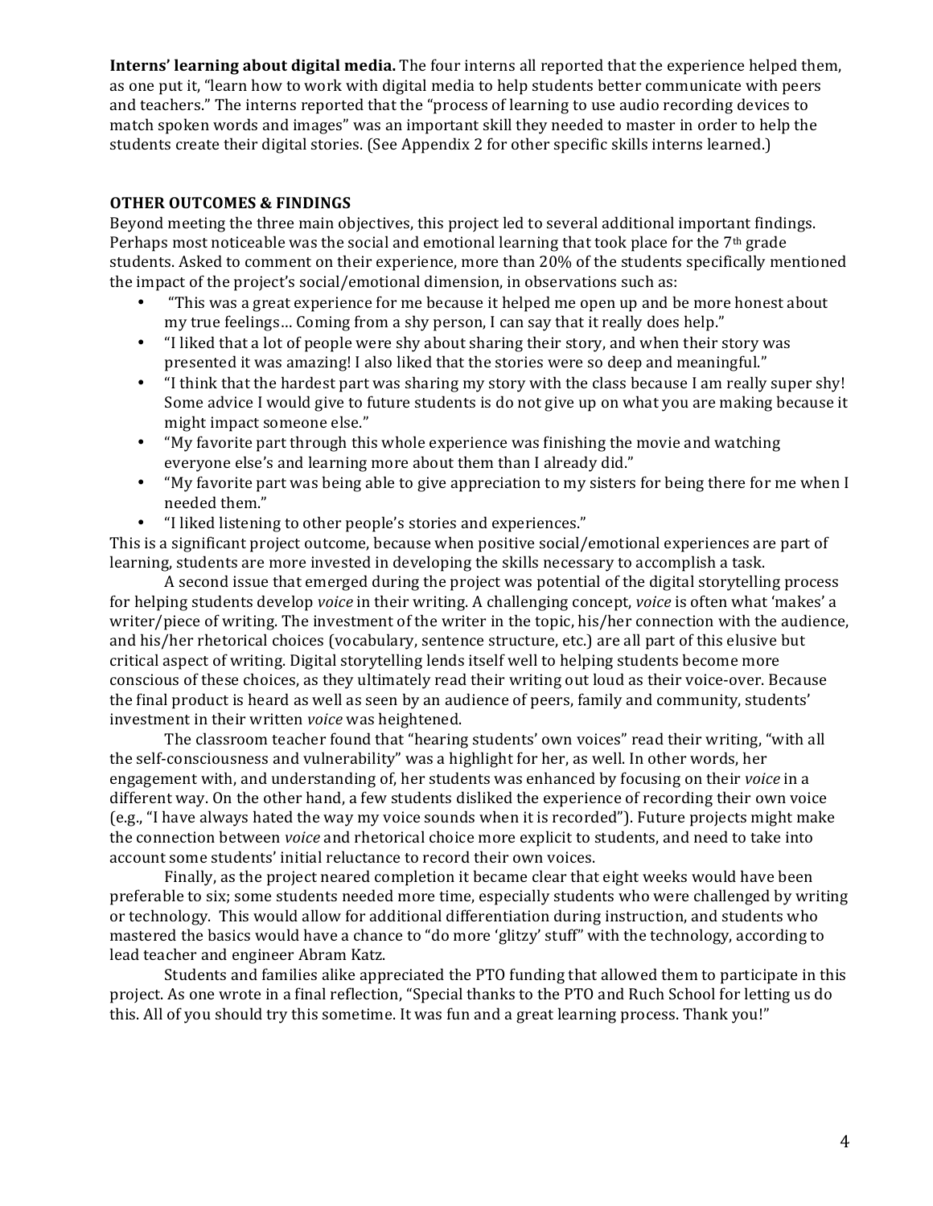**Interns' learning about digital media.** The four interns all reported that the experience helped them, as one put it, "learn how to work with digital media to help students better communicate with peers and teachers." The interns reported that the "process of learning to use audio recording devices to match spoken words and images" was an important skill they needed to master in order to help the students create their digital stories. (See Appendix 2 for other specific skills interns learned.)

## OTHER OUTCOMES & FINDINGS

Beyond meeting the three main objectives, this project led to several additional important findings. Perhaps most noticeable was the social and emotional learning that took place for the 7th grade students. Asked to comment on their experience, more than 20% of the students specifically mentioned the impact of the project's social/emotional dimension, in observations such as:

- "This was a great experience for me because it helped me open up and be more honest about my true feelings… Coming from a shy person, I can say that it really does help."
- "I liked that a lot of people were shy about sharing their story, and when their story was presented it was amazing! I also liked that the stories were so deep and meaningful."
- "I think that the hardest part was sharing my story with the class because I am really super shy! Some advice I would give to future students is do not give up on what you are making because it might impact someone else."
- "My favorite part through this whole experience was finishing the movie and watching everyone else's and learning more about them than I already did."
- "My favorite part was being able to give appreciation to my sisters for being there for me when I needed them."
- "I liked listening to other people's stories and experiences."

This is a significant project outcome, because when positive social/emotional experiences are part of learning, students are more invested in developing the skills necessary to accomplish a task.

A second issue that emerged during the project was potential of the digital storytelling process for helping students develop *voice* in their writing. A challenging concept, *voice* is often what 'makes' a writer/piece of writing. The investment of the writer in the topic, his/her connection with the audience, and his/her rhetorical choices (vocabulary, sentence structure, etc.) are all part of this elusive but critical aspect of writing. Digital storytelling lends itself well to helping students become more conscious of these choices, as they ultimately read their writing out loud as their voice-over. Because the final product is heard as well as seen by an audience of peers, family and community, students' investment in their written *voice* was heightened.

The classroom teacher found that "hearing students' own voices" read their writing, "with all the self-consciousness and vulnerability" was a highlight for her, as well. In other words, her engagement with, and understanding of, her students was enhanced by focusing on their *voice* in a different way. On the other hand, a few students disliked the experience of recording their own voice (e.g., "I have always hated the way my voice sounds when it is recorded"). Future projects might make the connection between *voice* and rhetorical choice more explicit to students, and need to take into account some students' initial reluctance to record their own voices.

Finally, as the project neared completion it became clear that eight weeks would have been preferable to six; some students needed more time, especially students who were challenged by writing or technology. This would allow for additional differentiation during instruction, and students who mastered the basics would have a chance to "do more 'glitzy' stuff" with the technology, according to lead teacher and engineer Abram Katz.

Students and families alike appreciated the PTO funding that allowed them to participate in this project. As one wrote in a final reflection, "Special thanks to the PTO and Ruch School for letting us do this. All of you should try this sometime. It was fun and a great learning process. Thank you!"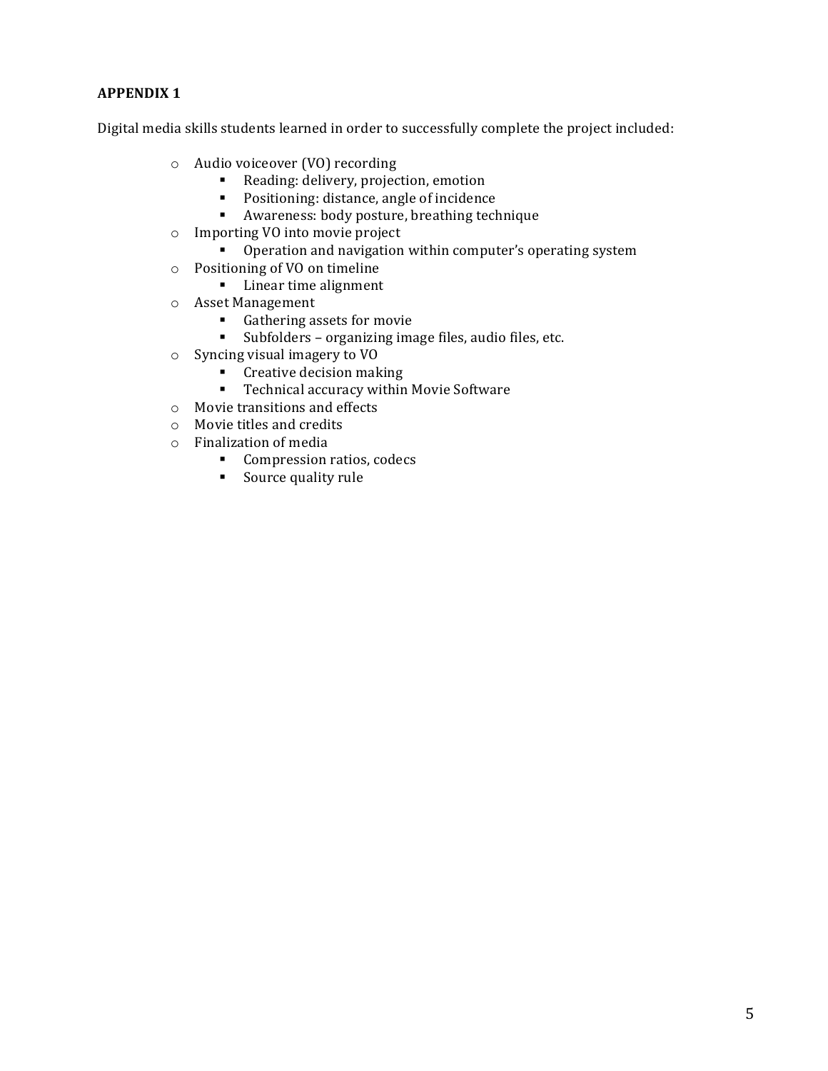**APPENDIX 1**

Digital media skills students learned in order to successfully complete the project included:

- Audio voiceover (VO) recording
  - Reading: delivery, projection, emotion
  - Positioning: distance, angle of incidence
  - Awareness: body posture, breathing technique
- Importing VO into movie project
  - Operation and navigation within computer's operating system
- Positioning of VO on timeline
  - Linear time alignment
- Asset Management
  - Gathering assets for movie
  - Subfolders – organizing image files, audio files, etc.
- Syncing visual imagery to VO
  - Creative decision making
  - Technical accuracy within Movie Software
- Movie transitions and effects
- Movie titles and credits
- Finalization of media
  - Compression ratios, codecs
  - Source quality rule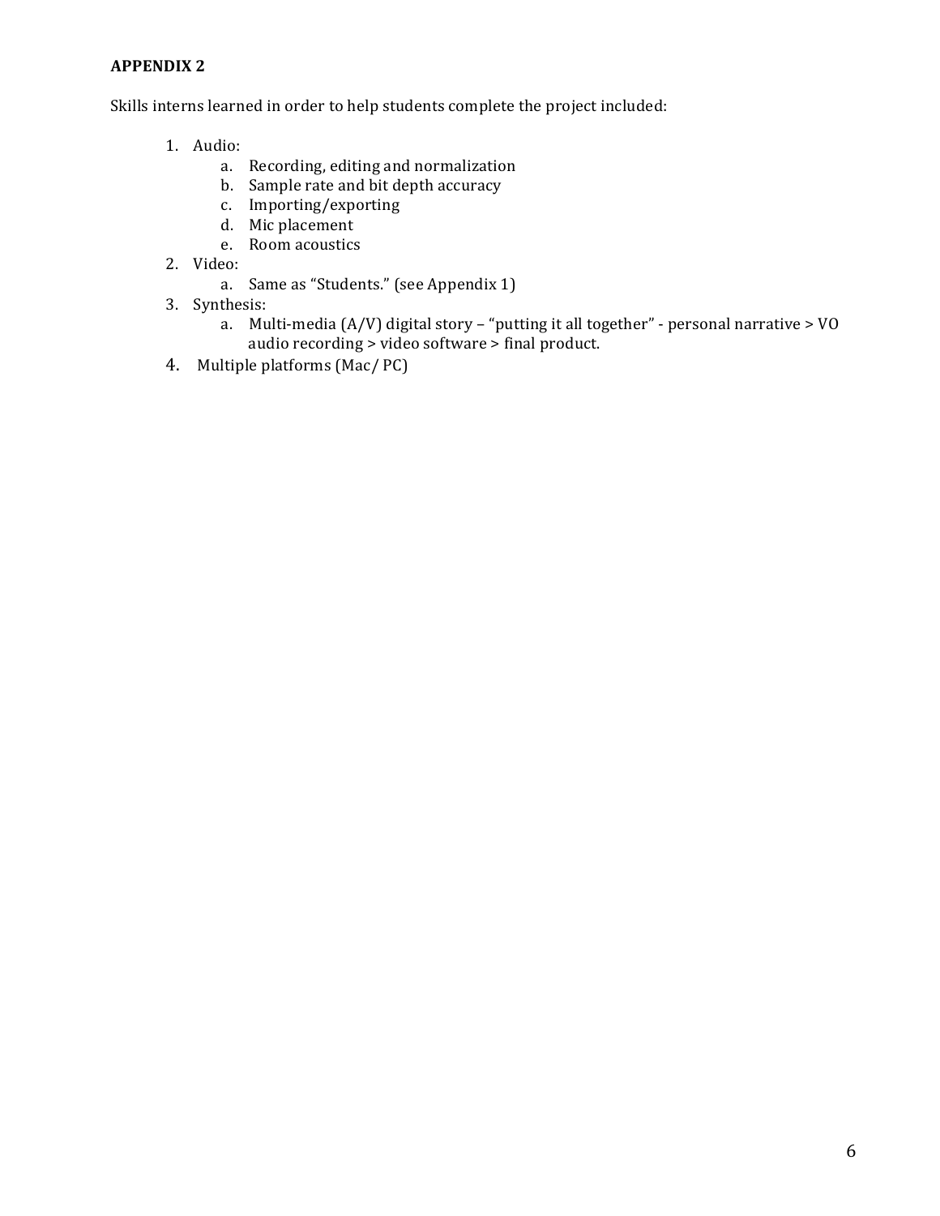**APPENDIX 2**

Skills interns learned in order to help students complete the project included:

1. Audio:
    a. Recording, editing and normalization
    b. Sample rate and bit depth accuracy
    c. Importing/exporting
    d. Mic placement
    e. Room acoustics
2. Video:
    a. Same as "Students." (see Appendix 1)
3. Synthesis:
    a. Multi-media (A/V) digital story – "putting it all together" - personal narrative > VO audio recording > video software > final product.
4. Multiple platforms (Mac/ PC)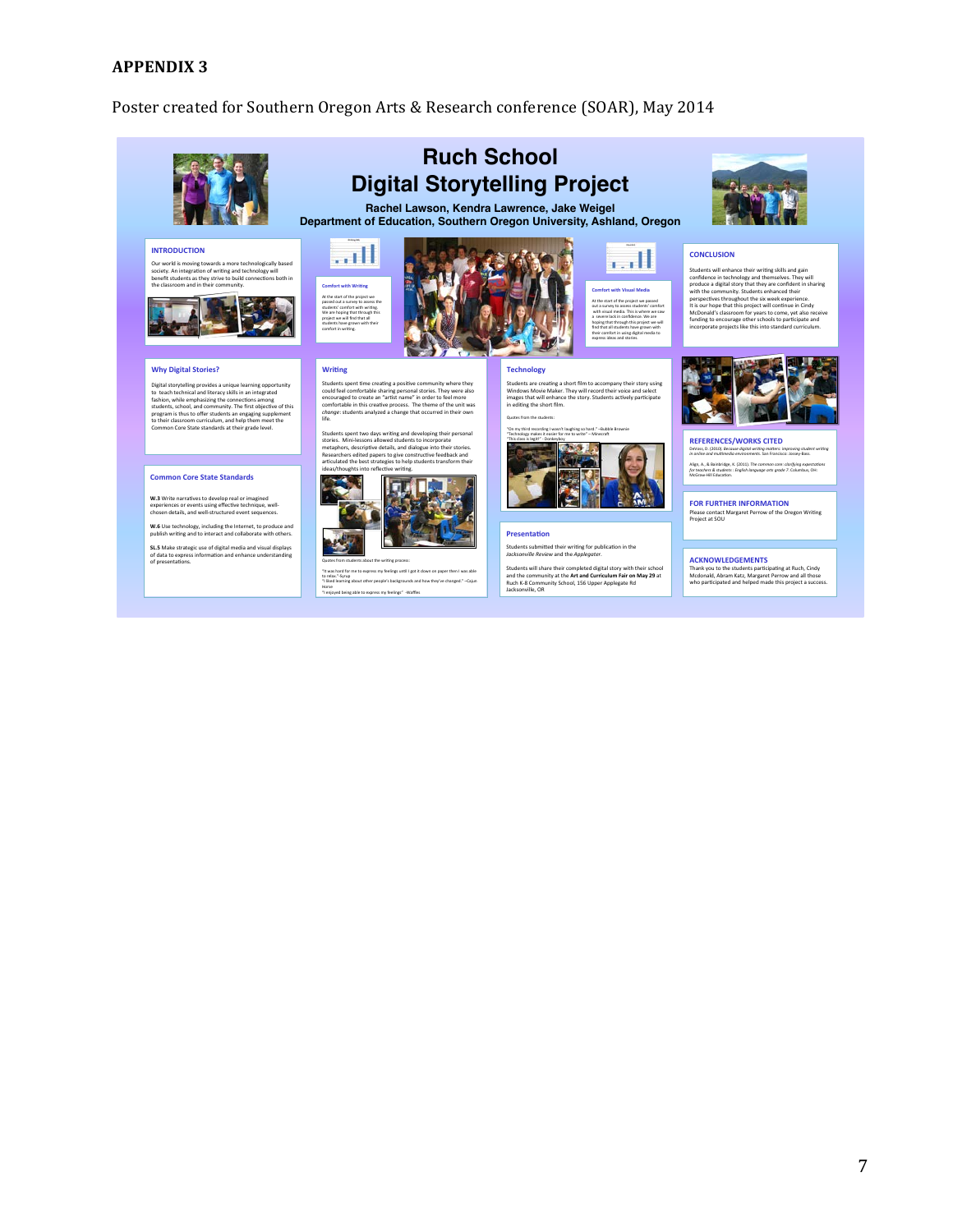## APPENDIX 3

Poster created for Southern Oregon Arts & Research conference (SOAR), May 2014

# Ruch School Digital Storytelling Project

**Rachel Lawson, Kendra Lawrence, Jake Weigel**
**Department of Education, Southern Oregon University, Ashland, Oregon**

### INTRODUCTION

Our world is moving towards a more technologically based society. An integration of writing and technology will benefit students as they strive to build connections both in the classroom and in their community.

### Comfort with Writing

At the start of the project we passed out a survey to assess the students' comfort with writing. We are hoping that through this project we will find that all students have grown with their comfort in writing.

### Comfort with Visual Media

At the start of the project we passed out a survey to assess students' comfort with visual media. This is where we saw a severe lack in confidence. We are hoping that through this project we will find that all students have grown with their comfort in using digital media to express ideas and stories.

### CONCLUSION

Students will enhance their writing skills and gain confidence in technology and themselves. They will produce a digital story that they are confident in sharing with the community. Students enhanced their perspectives throughout the six week experience. It is our hope that this project will continue in Cindy McDonald's classroom for years to come, yet also receive funding to encourage other schools to participate and incorporate projects like this into standard curriculum.

### Why Digital Stories?

Digital storytelling provides a unique learning opportunity to teach technical and literacy skills in an integrated fashion, while emphasizing the connections among students, school, and community. The first objective of this program is thus to offer students an engaging supplement to their classroom curriculum, and help them meet the Common Core State standards at their grade level.

### Common Core State Standards

**W.3** Write narratives to develop real or imagined experiences or events using effective technique, well-chosen details, and well-structured event sequences.

**W.6** Use technology, including the Internet, to produce and publish writing and to interact and collaborate with others.

**SL.5** Make strategic use of digital media and visual displays of data to express information and enhance understanding of presentations.

### Writing

Students spent time creating a positive community where they could feel comfortable sharing personal stories. They were also encouraged to create an "artist name" in order to feel more comfortable in this creative process. The theme of the unit was *change*: students analyzed a change that occurred in their own life.

Students spent two days writing and developing their personal stories. Mini-lessons allowed students to incorporate metaphors, descriptive details, and dialogue into their stories. Researchers edited papers to give constructive feedback and articulated the best strategies to help students transform their ideas/thoughts into reflective writing.

Quotes from students about the writing process:

"It was hard for me to express my feelings until I got it down on paper then I was able to relax." -Syrup
"I liked learning about other people's backgrounds and how they've changed." –Cajun Horse
"I enjoyed being able to express my feelings" -Waffles

### Technology

Students are creating a short film to accompany their story using Windows Movie Maker. They will record their voice and select images that will enhance the story. Students actively participate in editing the short film.

Quotes from the students:

"On my third recording I wasn't laughing so hard." –Bubble Brownie
"Technology makes it easier for me to write" –Minecraft
"This class is legit!" - Donkeyboy

### Presentation

Students submitted their writing for publication in the *Jacksonville Review* and the *Applegater*.

Students will share their completed digital story with their school and the community at the **Art and Curriculum Fair on May 29** at Ruch K-8 Community School, 156 Upper Applegate Rd Jacksonville, OR

### REFERENCES/WORKS CITED

Delnies, D. (2010). *Because digital writing matters: Improving student writing in online and multimedia environments.* San Francisco: Jossey-Bass.

Alige, A., & Bainbridge, K. (2011). *The common core: clarifying expectations for teachers & students : English language arts grade 7.* Columbus, OH: McGraw-Hill Education.

### FOR FURTHER INFORMATION

Please contact Margaret Perrow of the Oregon Writing Project at SOU

### ACKNOWLEDGEMENTS

Thank you to the students participating at Ruch, Cindy Mcdonald, Abram Katz, Margaret Perrow and all those who participated and helped made this project a success.